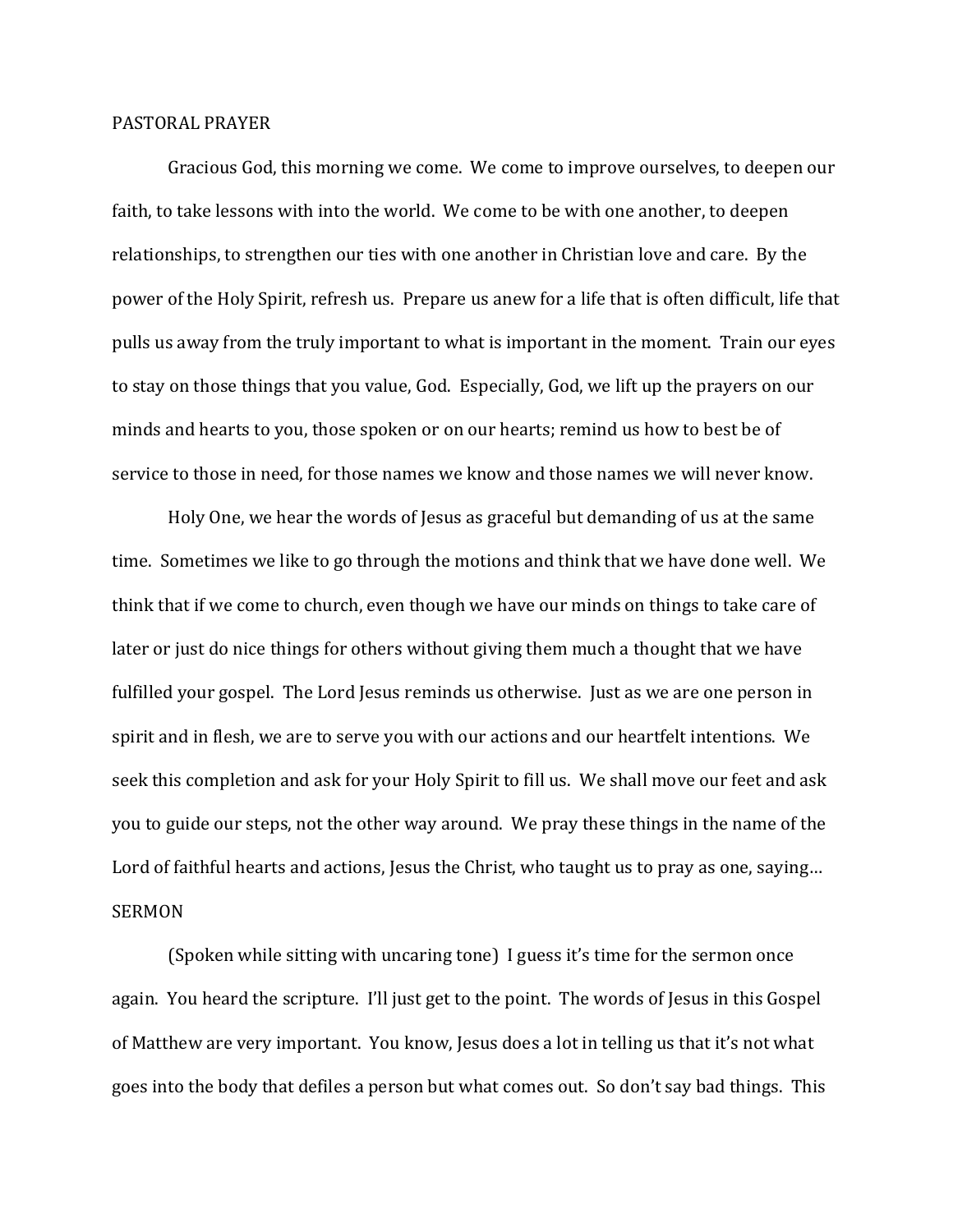PASTORAL PRAYER

Gracious God, this morning we come. We come to improve ourselves, to deepen our faith, to take lessons with into the world. We come to be with one another, to deepen relationships, to strengthen our ties with one another in Christian love and care. By the power of the Holy Spirit, refresh us. Prepare us anew for a life that is often difficult, life that pulls us away from the truly important to what is important in the moment. Train our eyes to stay on those things that you value, God. Especially, God, we lift up the prayers on our minds and hearts to you, those spoken or on our hearts; remind us how to best be of service to those in need, for those names we know and those names we will never know.

Holy One, we hear the words of Jesus as graceful but demanding of us at the same time. Sometimes we like to go through the motions and think that we have done well. We think that if we come to church, even though we have our minds on things to take care of later or just do nice things for others without giving them much a thought that we have fulfilled your gospel. The Lord Jesus reminds us otherwise. Just as we are one person in spirit and in flesh, we are to serve you with our actions and our heartfelt intentions. We seek this completion and ask for your Holy Spirit to fill us. We shall move our feet and ask you to guide our steps, not the other way around. We pray these things in the name of the Lord of faithful hearts and actions, Jesus the Christ, who taught us to pray as one, saying…

SERMON

(Spoken while sitting with uncaring tone) I guess it's time for the sermon once again. You heard the scripture. I'll just get to the point. The words of Jesus in this Gospel of Matthew are very important. You know, Jesus does a lot in telling us that it's not what goes into the body that defiles a person but what comes out. So don't say bad things. This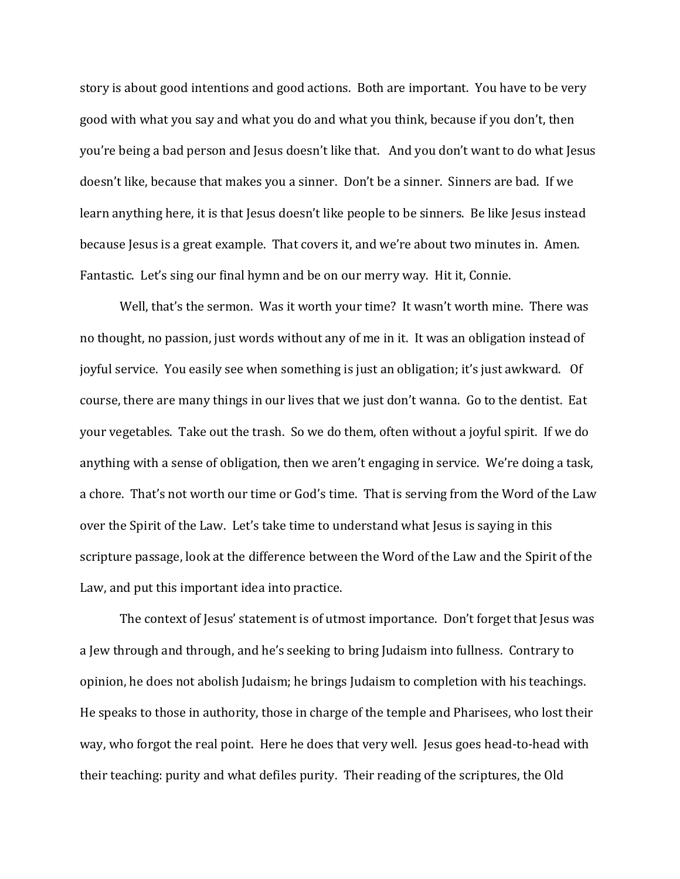story is about good intentions and good actions. Both are important. You have to be very good with what you say and what you do and what you think, because if you don't, then you're being a bad person and Jesus doesn't like that. And you don't want to do what Jesus doesn't like, because that makes you a sinner. Don't be a sinner. Sinners are bad. If we learn anything here, it is that Jesus doesn't like people to be sinners. Be like Jesus instead because Jesus is a great example. That covers it, and we're about two minutes in. Amen. Fantastic. Let's sing our final hymn and be on our merry way. Hit it, Connie.

Well, that's the sermon. Was it worth your time? It wasn't worth mine. There was no thought, no passion, just words without any of me in it. It was an obligation instead of joyful service. You easily see when something is just an obligation; it's just awkward. Of course, there are many things in our lives that we just don't wanna. Go to the dentist. Eat your vegetables. Take out the trash. So we do them, often without a joyful spirit. If we do anything with a sense of obligation, then we aren't engaging in service. We're doing a task, a chore. That's not worth our time or God's time. That is serving from the Word of the Law over the Spirit of the Law. Let's take time to understand what Jesus is saying in this scripture passage, look at the difference between the Word of the Law and the Spirit of the Law, and put this important idea into practice.

The context of Jesus' statement is of utmost importance. Don't forget that Jesus was a Jew through and through, and he's seeking to bring Judaism into fullness. Contrary to opinion, he does not abolish Judaism; he brings Judaism to completion with his teachings. He speaks to those in authority, those in charge of the temple and Pharisees, who lost their way, who forgot the real point. Here he does that very well. Jesus goes head-to-head with their teaching: purity and what defiles purity. Their reading of the scriptures, the Old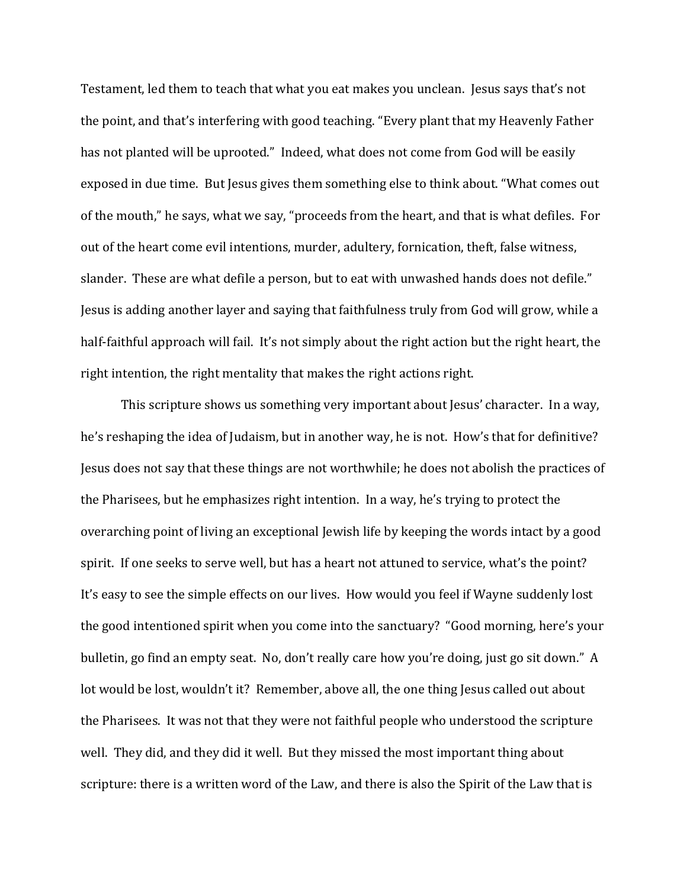Testament, led them to teach that what you eat makes you unclean. Jesus says that's not the point, and that's interfering with good teaching. "Every plant that my Heavenly Father has not planted will be uprooted." Indeed, what does not come from God will be easily exposed in due time. But Jesus gives them something else to think about. "What comes out of the mouth," he says, what we say, "proceeds from the heart, and that is what defiles. For out of the heart come evil intentions, murder, adultery, fornication, theft, false witness, slander. These are what defile a person, but to eat with unwashed hands does not defile." Jesus is adding another layer and saying that faithfulness truly from God will grow, while a half-faithful approach will fail. It's not simply about the right action but the right heart, the right intention, the right mentality that makes the right actions right.

This scripture shows us something very important about Jesus' character. In a way, he's reshaping the idea of Judaism, but in another way, he is not. How's that for definitive? Jesus does not say that these things are not worthwhile; he does not abolish the practices of the Pharisees, but he emphasizes right intention. In a way, he's trying to protect the overarching point of living an exceptional Jewish life by keeping the words intact by a good spirit. If one seeks to serve well, but has a heart not attuned to service, what's the point? It's easy to see the simple effects on our lives. How would you feel if Wayne suddenly lost the good intentioned spirit when you come into the sanctuary? "Good morning, here's your bulletin, go find an empty seat. No, don't really care how you're doing, just go sit down." A lot would be lost, wouldn't it? Remember, above all, the one thing Jesus called out about the Pharisees. It was not that they were not faithful people who understood the scripture well. They did, and they did it well. But they missed the most important thing about scripture: there is a written word of the Law, and there is also the Spirit of the Law that is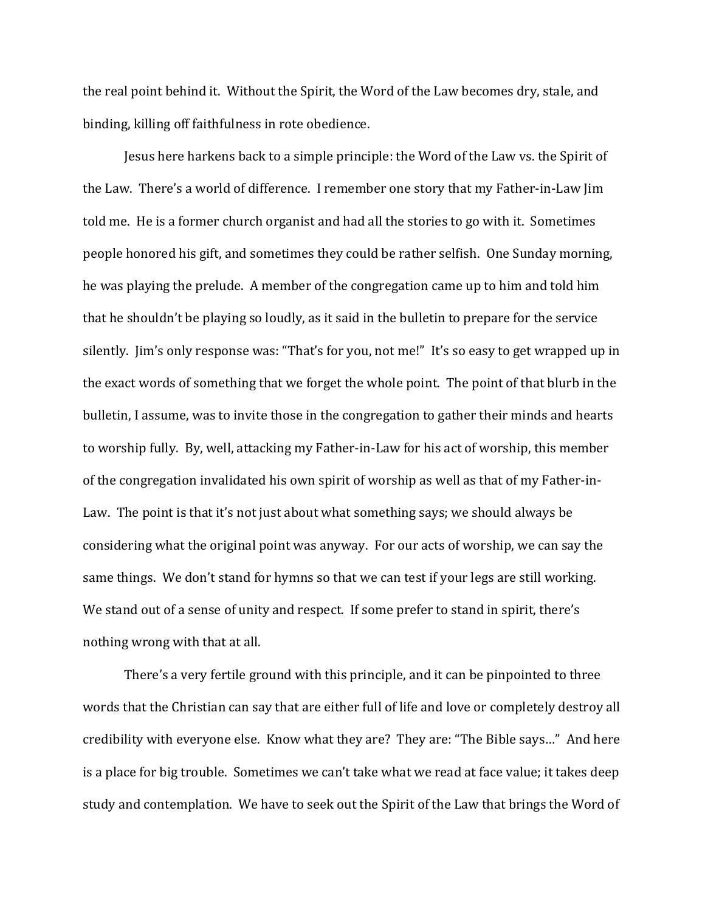the real point behind it. Without the Spirit, the Word of the Law becomes dry, stale, and binding, killing off faithfulness in rote obedience.

Jesus here harkens back to a simple principle: the Word of the Law vs. the Spirit of the Law. There's a world of difference. I remember one story that my Father-in-Law Jim told me. He is a former church organist and had all the stories to go with it. Sometimes people honored his gift, and sometimes they could be rather selfish. One Sunday morning, he was playing the prelude. A member of the congregation came up to him and told him that he shouldn't be playing so loudly, as it said in the bulletin to prepare for the service silently. Jim's only response was: "That's for you, not me!" It's so easy to get wrapped up in the exact words of something that we forget the whole point. The point of that blurb in the bulletin, I assume, was to invite those in the congregation to gather their minds and hearts to worship fully. By, well, attacking my Father-in-Law for his act of worship, this member of the congregation invalidated his own spirit of worship as well as that of my Father-in-Law. The point is that it's not just about what something says; we should always be considering what the original point was anyway. For our acts of worship, we can say the same things. We don't stand for hymns so that we can test if your legs are still working. We stand out of a sense of unity and respect. If some prefer to stand in spirit, there's nothing wrong with that at all.

There's a very fertile ground with this principle, and it can be pinpointed to three words that the Christian can say that are either full of life and love or completely destroy all credibility with everyone else. Know what they are? They are: "The Bible says…" And here is a place for big trouble. Sometimes we can't take what we read at face value; it takes deep study and contemplation. We have to seek out the Spirit of the Law that brings the Word of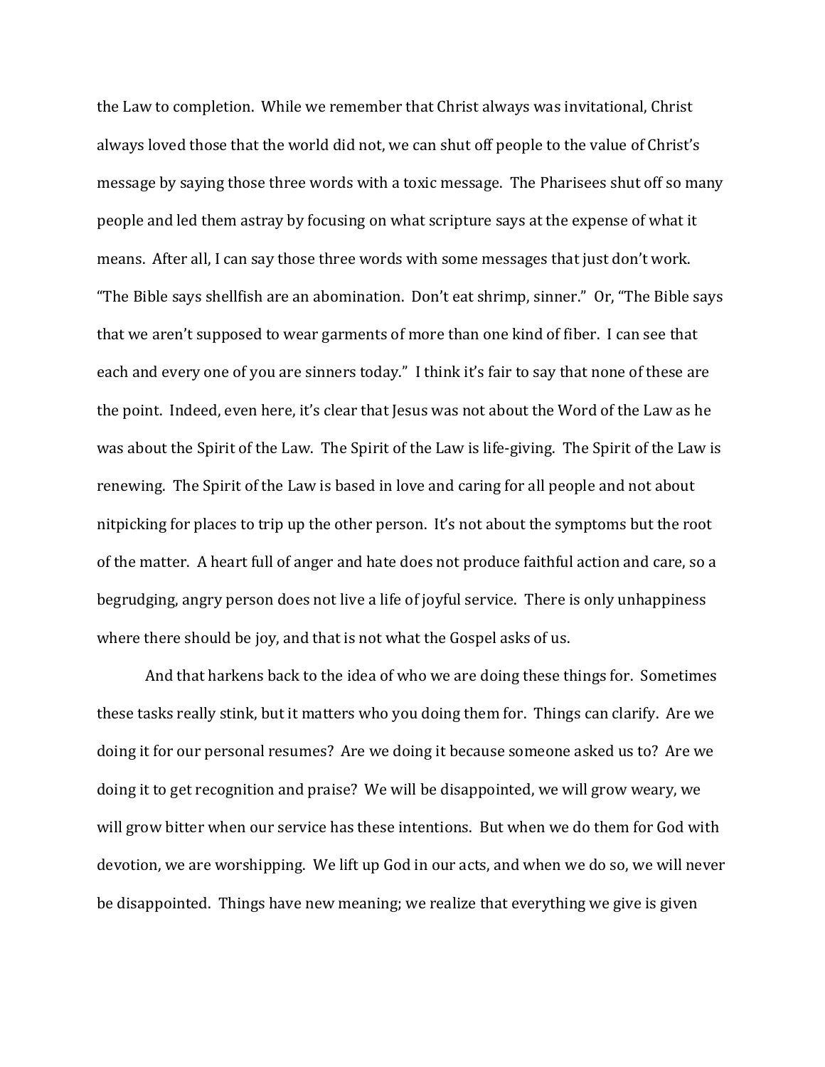the Law to completion. While we remember that Christ always was invitational, Christ always loved those that the world did not, we can shut off people to the value of Christ's message by saying those three words with a toxic message. The Pharisees shut off so many people and led them astray by focusing on what scripture says at the expense of what it means. After all, I can say those three words with some messages that just don't work. "The Bible says shellfish are an abomination. Don't eat shrimp, sinner." Or, "The Bible says that we aren't supposed to wear garments of more than one kind of fiber. I can see that each and every one of you are sinners today." I think it's fair to say that none of these are the point. Indeed, even here, it's clear that Jesus was not about the Word of the Law as he was about the Spirit of the Law. The Spirit of the Law is life-giving. The Spirit of the Law is renewing. The Spirit of the Law is based in love and caring for all people and not about nitpicking for places to trip up the other person. It's not about the symptoms but the root of the matter. A heart full of anger and hate does not produce faithful action and care, so a begrudging, angry person does not live a life of joyful service. There is only unhappiness where there should be joy, and that is not what the Gospel asks of us.

And that harkens back to the idea of who we are doing these things for. Sometimes these tasks really stink, but it matters who you doing them for. Things can clarify. Are we doing it for our personal resumes? Are we doing it because someone asked us to? Are we doing it to get recognition and praise? We will be disappointed, we will grow weary, we will grow bitter when our service has these intentions. But when we do them for God with devotion, we are worshipping. We lift up God in our acts, and when we do so, we will never be disappointed. Things have new meaning; we realize that everything we give is given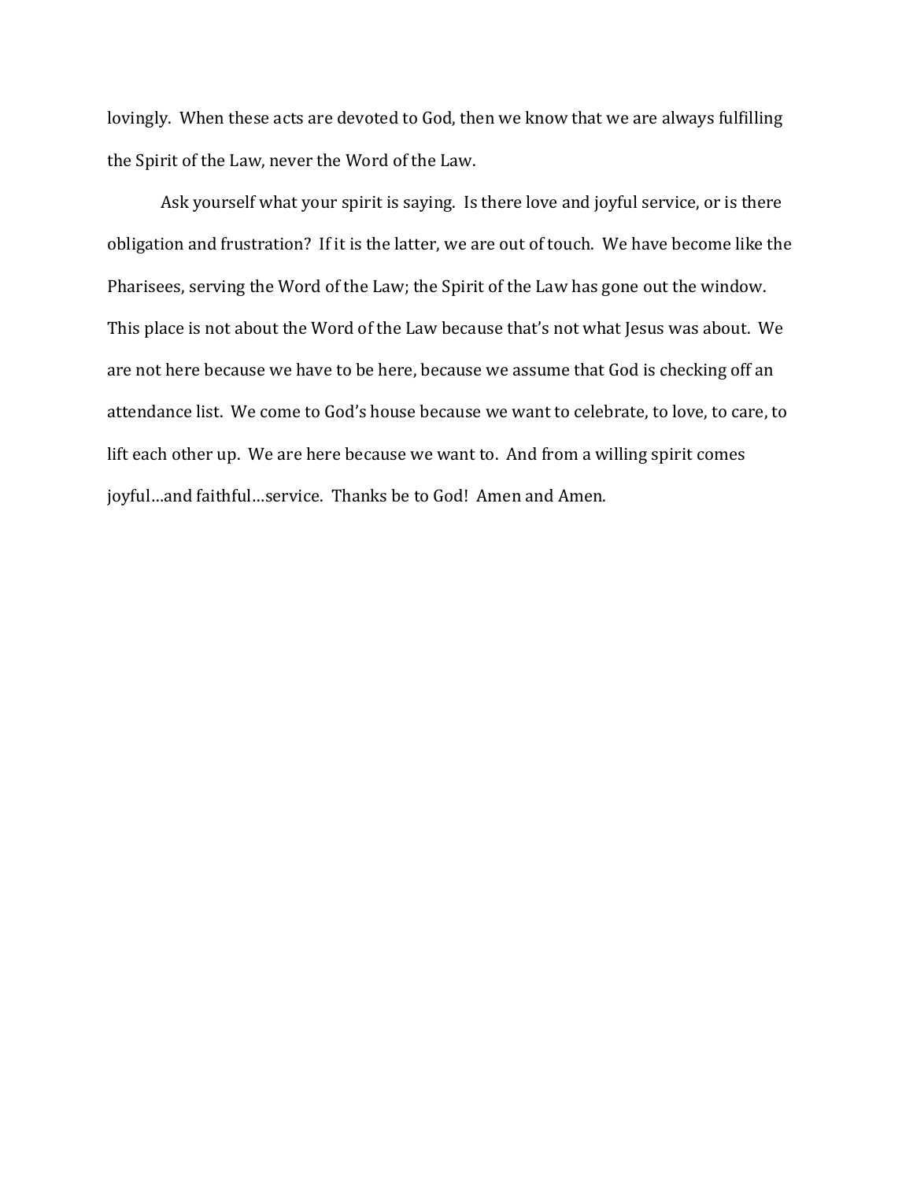lovingly.  When these acts are devoted to God, then we know that we are always fulfilling the Spirit of the Law, never the Word of the Law.

Ask yourself what your spirit is saying.  Is there love and joyful service, or is there obligation and frustration?  If it is the latter, we are out of touch.  We have become like the Pharisees, serving the Word of the Law; the Spirit of the Law has gone out the window.  This place is not about the Word of the Law because that's not what Jesus was about.  We are not here because we have to be here, because we assume that God is checking off an attendance list.  We come to God's house because we want to celebrate, to love, to care, to lift each other up.  We are here because we want to.  And from a willing spirit comes joyful…and faithful…service.  Thanks be to God!  Amen and Amen.